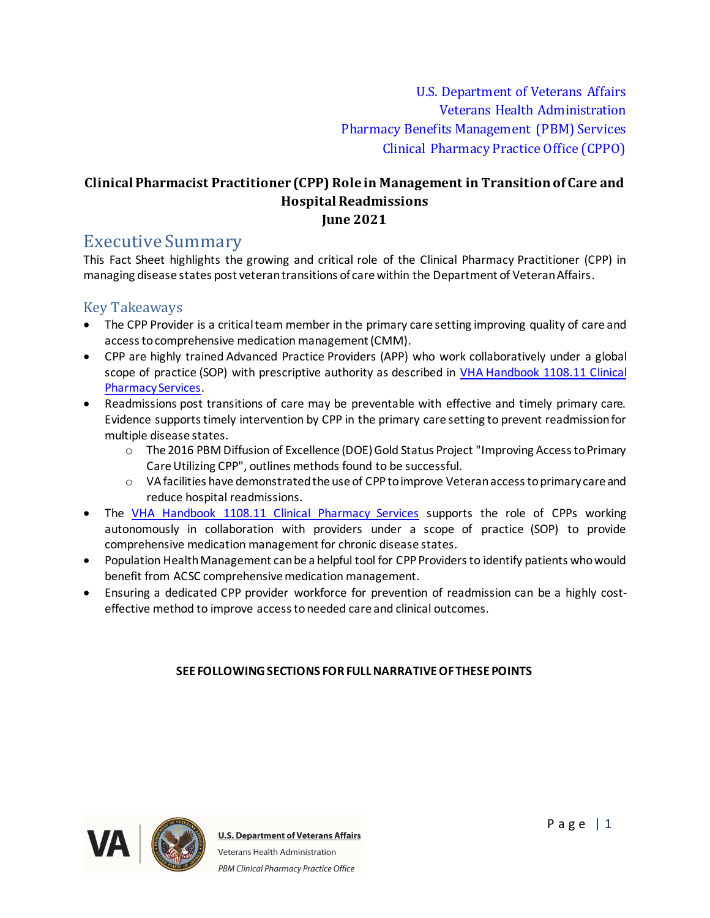U.S. Department of Veterans Affairs
Veterans Health Administration
Pharmacy Benefits Management (PBM) Services
Clinical Pharmacy Practice Office (CPPO)

**Clinical Pharmacist Practitioner (CPP) Role in Management in Transition of Care and Hospital Readmissions**
**June 2021**

# Executive Summary

This Fact Sheet highlights the growing and critical role of the Clinical Pharmacy Practitioner (CPP) in managing disease states post veteran transitions of care within the Department of Veteran Affairs.

## Key Takeaways

- The CPP Provider is a critical team member in the primary care setting improving quality of care and access to comprehensive medication management (CMM).
- CPP are highly trained Advanced Practice Providers (APP) who work collaboratively under a global scope of practice (SOP) with prescriptive authority as described in VHA Handbook 1108.11 Clinical Pharmacy Services.
- Readmissions post transitions of care may be preventable with effective and timely primary care. Evidence supports timely intervention by CPP in the primary care setting to prevent readmission for multiple disease states.
  - The 2016 PBM Diffusion of Excellence (DOE) Gold Status Project "Improving Access to Primary Care Utilizing CPP", outlines methods found to be successful.
  - VA facilities have demonstrated the use of CPP to improve Veteran access to primary care and reduce hospital readmissions.
- The VHA Handbook 1108.11 Clinical Pharmacy Services supports the role of CPPs working autonomously in collaboration with providers under a scope of practice (SOP) to provide comprehensive medication management for chronic disease states.
- Population Health Management can be a helpful tool for CPP Providers to identify patients who would benefit from ACSC comprehensive medication management.
- Ensuring a dedicated CPP provider workforce for prevention of readmission can be a highly cost-effective method to improve access to needed care and clinical outcomes.

**SEE FOLLOWING SECTIONS FOR FULL NARRATIVE OF THESE POINTS**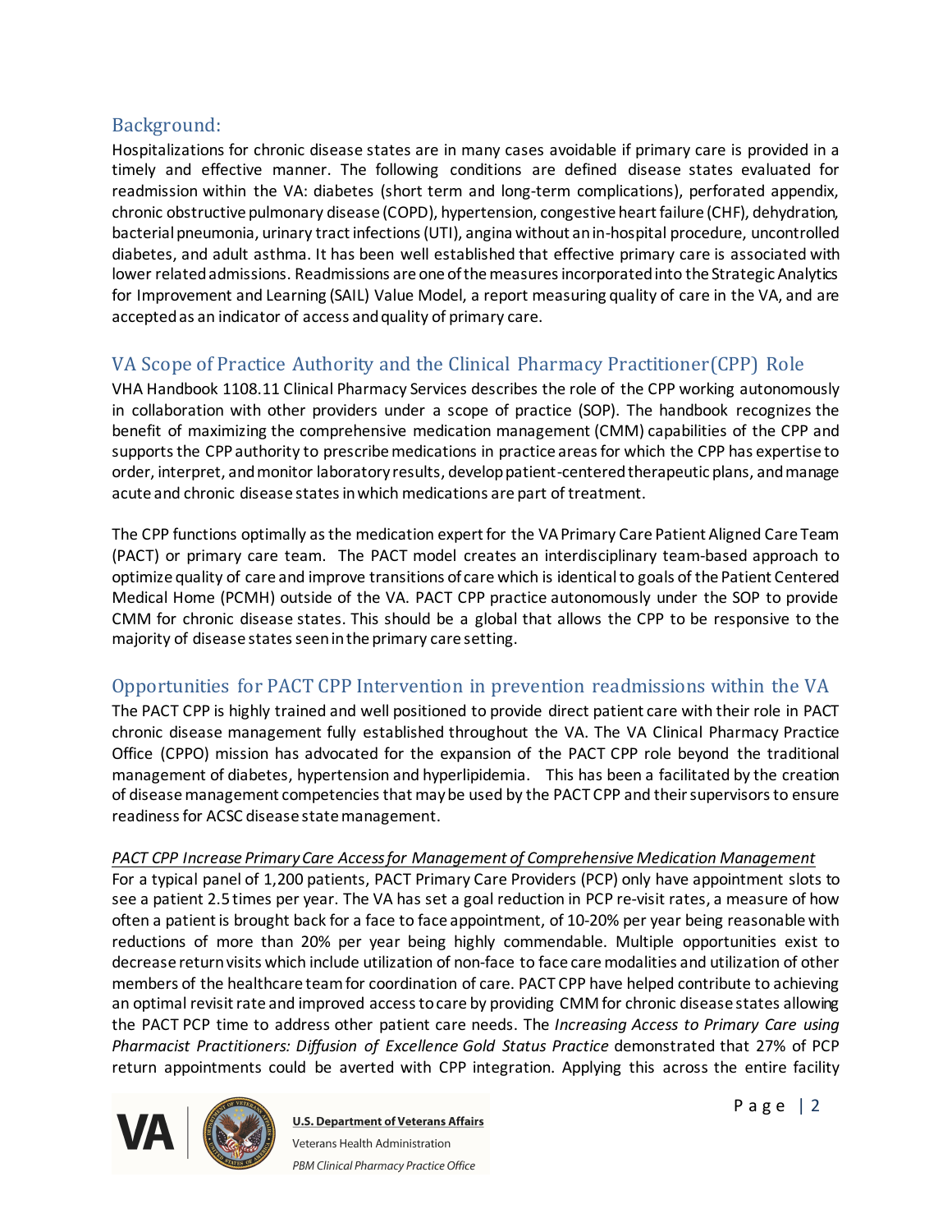## Background:

Hospitalizations for chronic disease states are in many cases avoidable if primary care is provided in a timely and effective manner. The following conditions are defined disease states evaluated for readmission within the VA: diabetes (short term and long-term complications), perforated appendix, chronic obstructive pulmonary disease (COPD), hypertension, congestive heart failure (CHF), dehydration, bacterial pneumonia, urinary tract infections (UTI), angina without an in-hospital procedure, uncontrolled diabetes, and adult asthma. It has been well established that effective primary care is associated with lower related admissions. Readmissions are one of the measures incorporated into the Strategic Analytics for Improvement and Learning (SAIL) Value Model, a report measuring quality of care in the VA, and are accepted as an indicator of access and quality of primary care.

## VA Scope of Practice Authority and the Clinical Pharmacy Practitioner(CPP) Role

VHA Handbook 1108.11 Clinical Pharmacy Services describes the role of the CPP working autonomously in collaboration with other providers under a scope of practice (SOP). The handbook recognizes the benefit of maximizing the comprehensive medication management (CMM) capabilities of the CPP and supports the CPP authority to prescribe medications in practice areas for which the CPP has expertise to order, interpret, and monitor laboratory results, develop patient-centered therapeutic plans, and manage acute and chronic disease states in which medications are part of treatment.

The CPP functions optimally as the medication expert for the VA Primary Care Patient Aligned Care Team (PACT) or primary care team. The PACT model creates an interdisciplinary team-based approach to optimize quality of care and improve transitions of care which is identical to goals of the Patient Centered Medical Home (PCMH) outside of the VA. PACT CPP practice autonomously under the SOP to provide CMM for chronic disease states. This should be a global that allows the CPP to be responsive to the majority of disease states seen in the primary care setting.

## Opportunities for PACT CPP Intervention in prevention readmissions within the VA

The PACT CPP is highly trained and well positioned to provide direct patient care with their role in PACT chronic disease management fully established throughout the VA. The VA Clinical Pharmacy Practice Office (CPPO) mission has advocated for the expansion of the PACT CPP role beyond the traditional management of diabetes, hypertension and hyperlipidemia. This has been a facilitated by the creation of disease management competencies that may be used by the PACT CPP and their supervisors to ensure readiness for ACSC disease state management.

*PACT CPP Increase Primary Care Access for Management of Comprehensive Medication Management*

For a typical panel of 1,200 patients, PACT Primary Care Providers (PCP) only have appointment slots to see a patient 2.5 times per year. The VA has set a goal reduction in PCP re-visit rates, a measure of how often a patient is brought back for a face to face appointment, of 10-20% per year being reasonable with reductions of more than 20% per year being highly commendable. Multiple opportunities exist to decrease return visits which include utilization of non-face to face care modalities and utilization of other members of the healthcare team for coordination of care. PACT CPP have helped contribute to achieving an optimal revisit rate and improved access to care by providing CMM for chronic disease states allowing the PACT PCP time to address other patient care needs. The *Increasing Access to Primary Care using Pharmacist Practitioners: Diffusion of Excellence Gold Status Practice* demonstrated that 27% of PCP return appointments could be averted with CPP integration. Applying this across the entire facility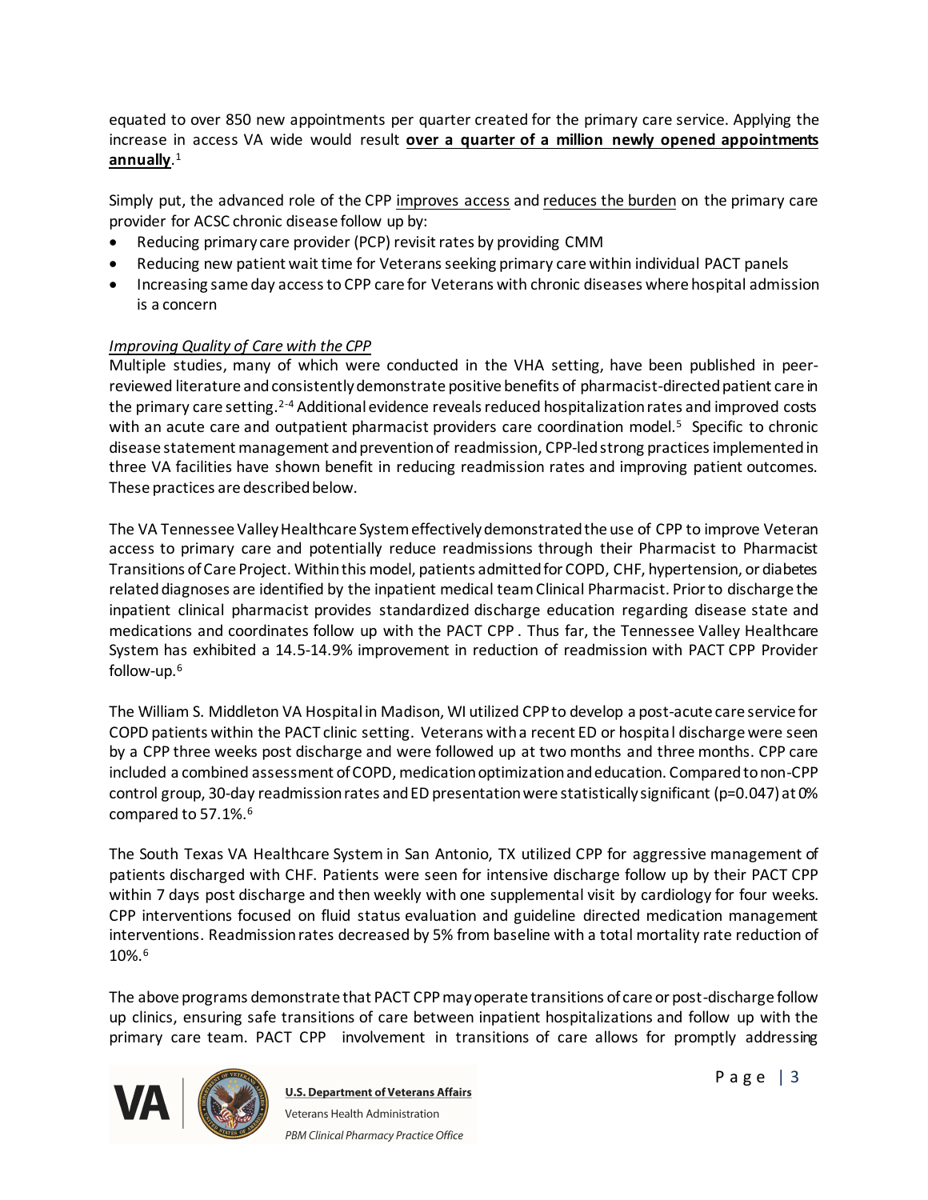equated to over 850 new appointments per quarter created for the primary care service. Applying the increase in access VA wide would result **over a quarter of a million newly opened appointments annually**.[1]

Simply put, the advanced role of the CPP improves access and reduces the burden on the primary care provider for ACSC chronic disease follow up by:

- Reducing primary care provider (PCP) revisit rates by providing CMM
- Reducing new patient wait time for Veterans seeking primary care within individual PACT panels
- Increasing same day access to CPP care for Veterans with chronic diseases where hospital admission is a concern

*Improving Quality of Care with the CPP*

Multiple studies, many of which were conducted in the VHA setting, have been published in peer-reviewed literature and consistently demonstrate positive benefits of pharmacist-directed patient care in the primary care setting.[2-4] Additional evidence reveals reduced hospitalization rates and improved costs with an acute care and outpatient pharmacist providers care coordination model.[5] Specific to chronic disease statement management and prevention of readmission, CPP-led strong practices implemented in three VA facilities have shown benefit in reducing readmission rates and improving patient outcomes. These practices are described below.

The VA Tennessee Valley Healthcare System effectively demonstrated the use of CPP to improve Veteran access to primary care and potentially reduce readmissions through their Pharmacist to Pharmacist Transitions of Care Project. Within this model, patients admitted for COPD, CHF, hypertension, or diabetes related diagnoses are identified by the inpatient medical team Clinical Pharmacist. Prior to discharge the inpatient clinical pharmacist provides standardized discharge education regarding disease state and medications and coordinates follow up with the PACT CPP. Thus far, the Tennessee Valley Healthcare System has exhibited a 14.5-14.9% improvement in reduction of readmission with PACT CPP Provider follow-up.[6]

The William S. Middleton VA Hospital in Madison, WI utilized CPP to develop a post-acute care service for COPD patients within the PACT clinic setting. Veterans with a recent ED or hospital discharge were seen by a CPP three weeks post discharge and were followed up at two months and three months. CPP care included a combined assessment of COPD, medication optimization and education. Compared to non-CPP control group, 30-day readmission rates and ED presentation were statistically significant ($p=0.047$) at 0% compared to 57.1%.[6]

The South Texas VA Healthcare System in San Antonio, TX utilized CPP for aggressive management of patients discharged with CHF. Patients were seen for intensive discharge follow up by their PACT CPP within 7 days post discharge and then weekly with one supplemental visit by cardiology for four weeks. CPP interventions focused on fluid status evaluation and guideline directed medication management interventions. Readmission rates decreased by 5% from baseline with a total mortality rate reduction of 10%.[6]

The above programs demonstrate that PACT CPP may operate transitions of care or post-discharge follow up clinics, ensuring safe transitions of care between inpatient hospitalizations and follow up with the primary care team. PACT CPP involvement in transitions of care allows for promptly addressing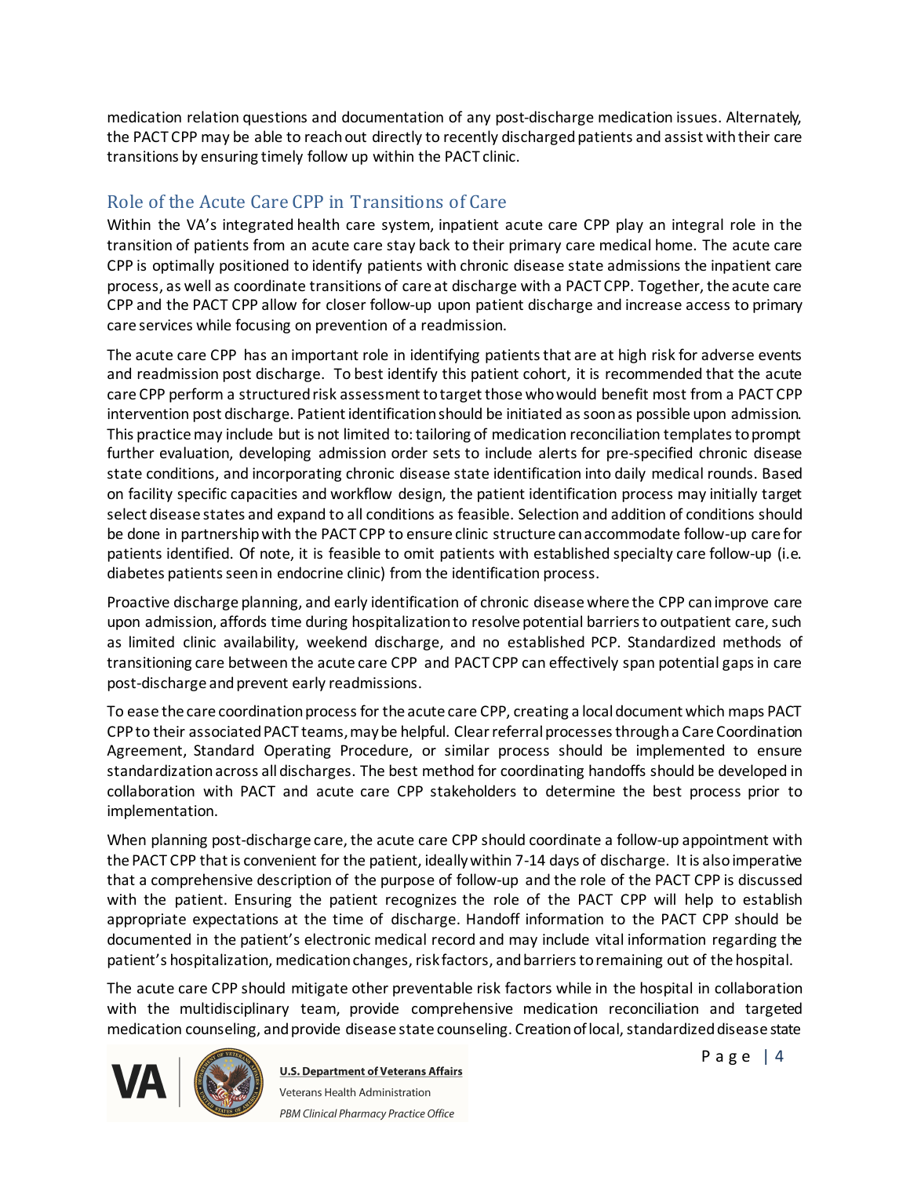medication relation questions and documentation of any post-discharge medication issues. Alternately, the PACT CPP may be able to reach out directly to recently discharged patients and assist with their care transitions by ensuring timely follow up within the PACT clinic.

## Role of the Acute Care CPP in Transitions of Care

Within the VA's integrated health care system, inpatient acute care CPP play an integral role in the transition of patients from an acute care stay back to their primary care medical home. The acute care CPP is optimally positioned to identify patients with chronic disease state admissions the inpatient care process, as well as coordinate transitions of care at discharge with a PACT CPP. Together, the acute care CPP and the PACT CPP allow for closer follow-up upon patient discharge and increase access to primary care services while focusing on prevention of a readmission.

The acute care CPP has an important role in identifying patients that are at high risk for adverse events and readmission post discharge. To best identify this patient cohort, it is recommended that the acute care CPP perform a structured risk assessment to target those who would benefit most from a PACT CPP intervention post discharge. Patient identification should be initiated as soon as possible upon admission. This practice may include but is not limited to: tailoring of medication reconciliation templates to prompt further evaluation, developing admission order sets to include alerts for pre-specified chronic disease state conditions, and incorporating chronic disease state identification into daily medical rounds. Based on facility specific capacities and workflow design, the patient identification process may initially target select disease states and expand to all conditions as feasible. Selection and addition of conditions should be done in partnership with the PACT CPP to ensure clinic structure can accommodate follow-up care for patients identified. Of note, it is feasible to omit patients with established specialty care follow-up (i.e. diabetes patients seen in endocrine clinic) from the identification process.

Proactive discharge planning, and early identification of chronic disease where the CPP can improve care upon admission, affords time during hospitalization to resolve potential barriers to outpatient care, such as limited clinic availability, weekend discharge, and no established PCP. Standardized methods of transitioning care between the acute care CPP and PACT CPP can effectively span potential gaps in care post-discharge and prevent early readmissions.

To ease the care coordination process for the acute care CPP, creating a local document which maps PACT CPP to their associated PACT teams, may be helpful. Clear referral processes through a Care Coordination Agreement, Standard Operating Procedure, or similar process should be implemented to ensure standardization across all discharges. The best method for coordinating handoffs should be developed in collaboration with PACT and acute care CPP stakeholders to determine the best process prior to implementation.

When planning post-discharge care, the acute care CPP should coordinate a follow-up appointment with the PACT CPP that is convenient for the patient, ideally within 7-14 days of discharge. It is also imperative that a comprehensive description of the purpose of follow-up and the role of the PACT CPP is discussed with the patient. Ensuring the patient recognizes the role of the PACT CPP will help to establish appropriate expectations at the time of discharge. Handoff information to the PACT CPP should be documented in the patient's electronic medical record and may include vital information regarding the patient's hospitalization, medication changes, risk factors, and barriers to remaining out of the hospital.

The acute care CPP should mitigate other preventable risk factors while in the hospital in collaboration with the multidisciplinary team, provide comprehensive medication reconciliation and targeted medication counseling, and provide disease state counseling. Creation of local, standardized disease state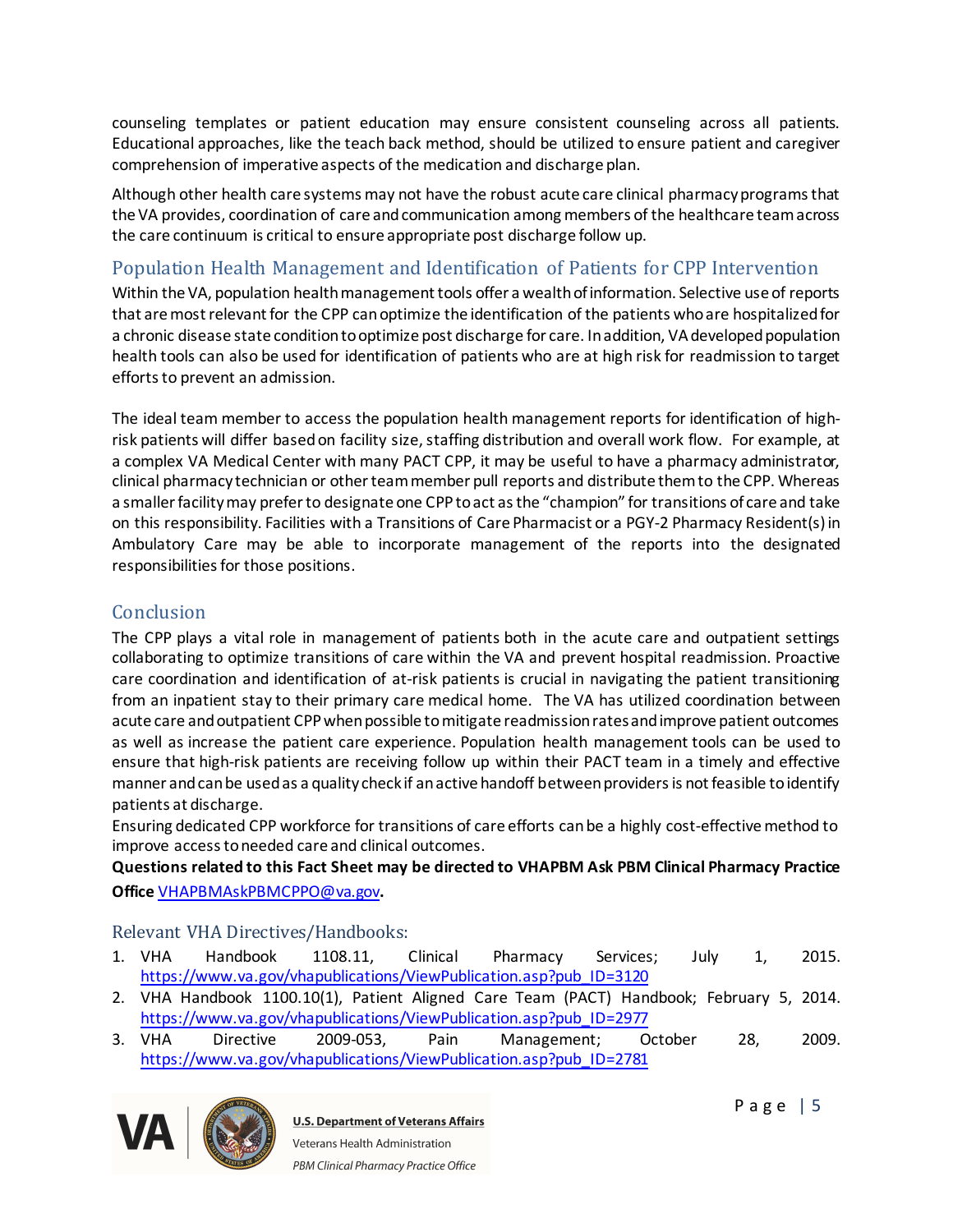counseling templates or patient education may ensure consistent counseling across all patients. Educational approaches, like the teach back method, should be utilized to ensure patient and caregiver comprehension of imperative aspects of the medication and discharge plan.

Although other health care systems may not have the robust acute care clinical pharmacy programs that the VA provides, coordination of care and communication among members of the healthcare team across the care continuum is critical to ensure appropriate post discharge follow up.

## Population Health Management and Identification of Patients for CPP Intervention

Within the VA, population health management tools offer a wealth of information. Selective use of reports that are most relevant for the CPP can optimize the identification of the patients who are hospitalized for a chronic disease state condition to optimize post discharge for care. In addition, VA developed population health tools can also be used for identification of patients who are at high risk for readmission to target efforts to prevent an admission.

The ideal team member to access the population health management reports for identification of high-risk patients will differ based on facility size, staffing distribution and overall work flow. For example, at a complex VA Medical Center with many PACT CPP, it may be useful to have a pharmacy administrator, clinical pharmacy technician or other team member pull reports and distribute them to the CPP. Whereas a smaller facility may prefer to designate one CPP to act as the "champion" for transitions of care and take on this responsibility. Facilities with a Transitions of Care Pharmacist or a PGY-2 Pharmacy Resident(s) in Ambulatory Care may be able to incorporate management of the reports into the designated responsibilities for those positions.

## Conclusion

The CPP plays a vital role in management of patients both in the acute care and outpatient settings collaborating to optimize transitions of care within the VA and prevent hospital readmission. Proactive care coordination and identification of at-risk patients is crucial in navigating the patient transitioning from an inpatient stay to their primary care medical home. The VA has utilized coordination between acute care and outpatient CPP when possible to mitigate readmission rates and improve patient outcomes as well as increase the patient care experience. Population health management tools can be used to ensure that high-risk patients are receiving follow up within their PACT team in a timely and effective manner and can be used as a quality check if an active handoff between providers is not feasible to identify patients at discharge.

Ensuring dedicated CPP workforce for transitions of care efforts can be a highly cost-effective method to improve access to needed care and clinical outcomes.

**Questions related to this Fact Sheet may be directed to VHAPBM Ask PBM Clinical Pharmacy Practice Office** VHAPBMAskPBMCPPO@va.gov**.**

## Relevant VHA Directives/Handbooks:

1. VHA Handbook 1108.11, Clinical Pharmacy Services; July 1, 2015. https://www.va.gov/vhapublications/ViewPublication.asp?pub_ID=3120
2. VHA Handbook 1100.10(1), Patient Aligned Care Team (PACT) Handbook; February 5, 2014. https://www.va.gov/vhapublications/ViewPublication.asp?pub_ID=2977
3. VHA Directive 2009-053, Pain Management; October 28, 2009. https://www.va.gov/vhapublications/ViewPublication.asp?pub_ID=2781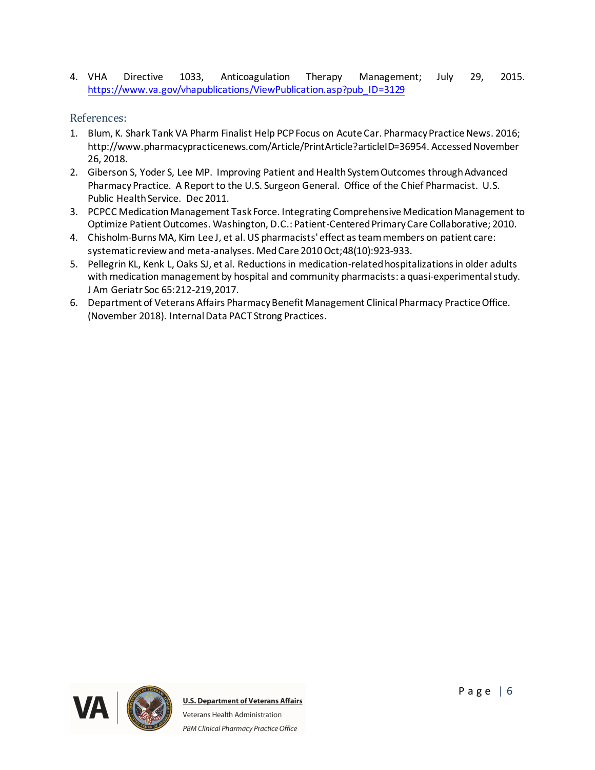4. VHA Directive 1033, Anticoagulation Therapy Management; July 29, 2015. https://www.va.gov/vhapublications/ViewPublication.asp?pub_ID=3129

## References:

1. Blum, K. Shark Tank VA Pharm Finalist Help PCP Focus on Acute Car. Pharmacy Practice News. 2016; http://www.pharmacypracticenews.com/Article/PrintArticle?articleID=36954. Accessed November 26, 2018.
2. Giberson S, Yoder S, Lee MP. Improving Patient and Health System Outcomes through Advanced Pharmacy Practice. A Report to the U.S. Surgeon General. Office of the Chief Pharmacist. U.S. Public Health Service. Dec 2011.
3. PCPCC Medication Management Task Force. Integrating Comprehensive Medication Management to Optimize Patient Outcomes. Washington, D.C.: Patient-Centered Primary Care Collaborative; 2010.
4. Chisholm-Burns MA, Kim Lee J, et al. US pharmacists' effect as team members on patient care: systematic review and meta-analyses. Med Care 2010 Oct;48(10):923-933.
5. Pellegrin KL, Kenk L, Oaks SJ, et al. Reductions in medication-related hospitalizations in older adults with medication management by hospital and community pharmacists: a quasi-experimental study. J Am Geriatr Soc 65:212-219,2017.
6. Department of Veterans Affairs Pharmacy Benefit Management Clinical Pharmacy Practice Office. (November 2018). Internal Data PACT Strong Practices.